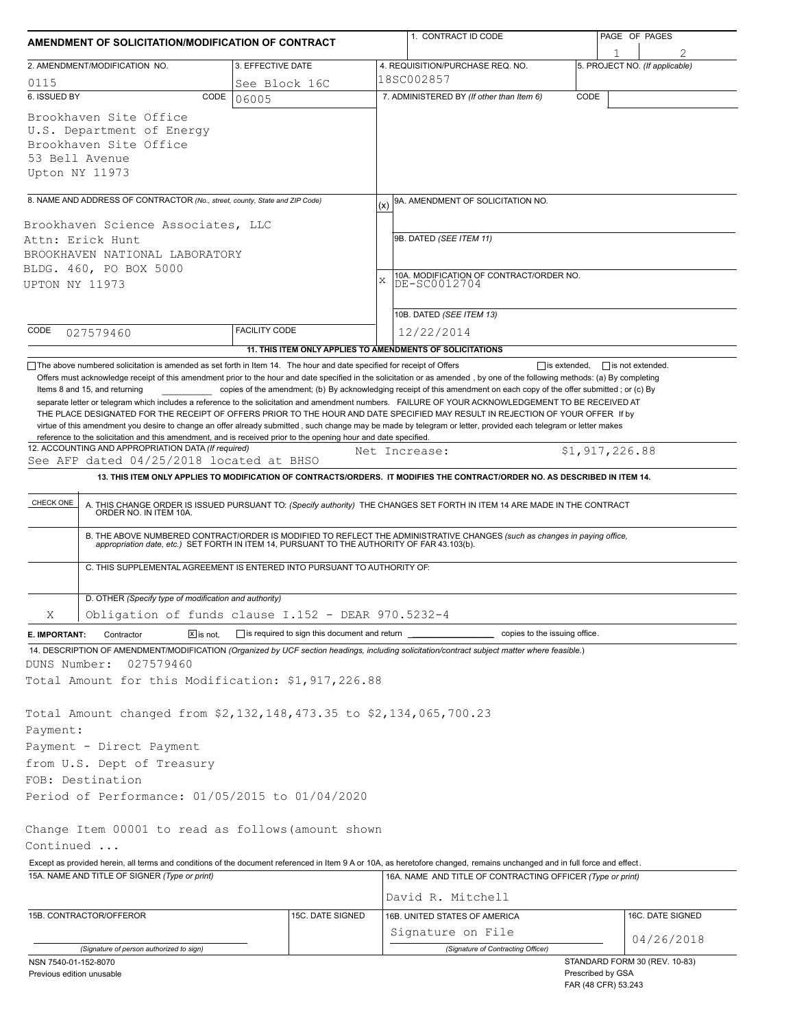# AMENDMENT OF SOLICITATION/MODIFICATION OF CONTRACT

| 1. CONTRACT ID CODE | PAGE OF PAGES |
|---|---|
| | 1 of 2 |

| 2. AMENDMENT/MODIFICATION NO. | 3. EFFECTIVE DATE | 4. REQUISITION/PURCHASE REQ. NO. | 5. PROJECT NO. (If applicable) |
|---|---|---|---|
| 0115 | See Block 16C | 18SC002857 | |

**6. ISSUED BY** CODE 06005

Brookhaven Site Office
U.S. Department of Energy
Brookhaven Site Office
53 Bell Avenue
Upton NY 11973

**7. ADMINISTERED BY** (If other than Item 6) CODE

**8. NAME AND ADDRESS OF CONTRACTOR** (No., street, county, State and ZIP Code)

Brookhaven Science Associates, LLC
Attn: Erick Hunt
BROOKHAVEN NATIONAL LABORATORY
BLDG. 460, PO BOX 5000
UPTON NY 11973

CODE 027579460 FACILITY CODE

(x) 9A. AMENDMENT OF SOLICITATION NO.

9B. DATED (SEE ITEM 11)

X 10A. MODIFICATION OF CONTRACT/ORDER NO. DE-SC0012704

10B. DATED (SEE ITEM 13) 12/22/2014

**11. THIS ITEM ONLY APPLIES TO AMENDMENTS OF SOLICITATIONS**

☐ The above numbered solicitation is amended as set forth in Item 14. The hour and date specified for receipt of Offers ☐ is extended, ☐ is not extended.
Offers must acknowledge receipt of this amendment prior to the hour and date specified in the solicitation or as amended , by one of the following methods: (a) By completing Items 8 and 15, and returning ________ copies of the amendment; (b) By acknowledging receipt of this amendment on each copy of the offer submitted ; or (c) By separate letter or telegram which includes a reference to the solicitation and amendment numbers. FAILURE OF YOUR ACKNOWLEDGEMENT TO BE RECEIVED AT THE PLACE DESIGNATED FOR THE RECEIPT OF OFFERS PRIOR TO THE HOUR AND DATE SPECIFIED MAY RESULT IN REJECTION OF YOUR OFFER If by virtue of this amendment you desire to change an offer already submitted , such change may be made by telegram or letter, provided each telegram or letter makes reference to the solicitation and this amendment, and is received prior to the opening hour and date specified.

**12. ACCOUNTING AND APPROPRIATION DATA** (If required)
See AFP dated 04/25/2018 located at BHSO  Net Increase: $1,917,226.88

**13. THIS ITEM ONLY APPLIES TO MODIFICATION OF CONTRACTS/ORDERS. IT MODIFIES THE CONTRACT/ORDER NO. AS DESCRIBED IN ITEM 14.**

| CHECK ONE | |
|---|---|
| | A. THIS CHANGE ORDER IS ISSUED PURSUANT TO: (Specify authority) THE CHANGES SET FORTH IN ITEM 14 ARE MADE IN THE CONTRACT ORDER NO. IN ITEM 10A. |
| | B. THE ABOVE NUMBERED CONTRACT/ORDER IS MODIFIED TO REFLECT THE ADMINISTRATIVE CHANGES (such as changes in paying office, appropriation date, etc.) SET FORTH IN ITEM 14, PURSUANT TO THE AUTHORITY OF FAR 43.103(b). |
| | C. THIS SUPPLEMENTAL AGREEMENT IS ENTERED INTO PURSUANT TO AUTHORITY OF: |
| X | D. OTHER (Specify type of modification and authority) Obligation of funds clause I.152 - DEAR 970.5232-4 |

**E. IMPORTANT:** Contractor ☒ is not, ☐ is required to sign this document and return ________ copies to the issuing office.

**14. DESCRIPTION OF AMENDMENT/MODIFICATION** (Organized by UCF section headings, including solicitation/contract subject matter where feasible.)

DUNS Number: 027579460
Total Amount for this Modification: $1,917,226.88

Total Amount changed from $2,132,148,473.35 to $2,134,065,700.23
Payment:
Payment - Direct Payment
from U.S. Dept of Treasury
FOB: Destination
Period of Performance: 01/05/2015 to 01/04/2020

Change Item 00001 to read as follows(amount shown
Continued ...

Except as provided herein, all terms and conditions of the document referenced in Item 9 A or 10A, as heretofore changed, remains unchanged and in full force and effect.

| 15A. NAME AND TITLE OF SIGNER (Type or print) | | 16A. NAME AND TITLE OF CONTRACTING OFFICER (Type or print) | |
|---|---|---|---|
| | | David R. Mitchell | |
| 15B. CONTRACTOR/OFFEROR | 15C. DATE SIGNED | 16B. UNITED STATES OF AMERICA | 16C. DATE SIGNED |
| (Signature of person authorized to sign) | | Signature on File (Signature of Contracting Officer) | 04/26/2018 |

NSN 7540-01-152-8070
Previous edition unusable

STANDARD FORM 30 (REV. 10-83)
Prescribed by GSA
FAR (48 CFR) 53.243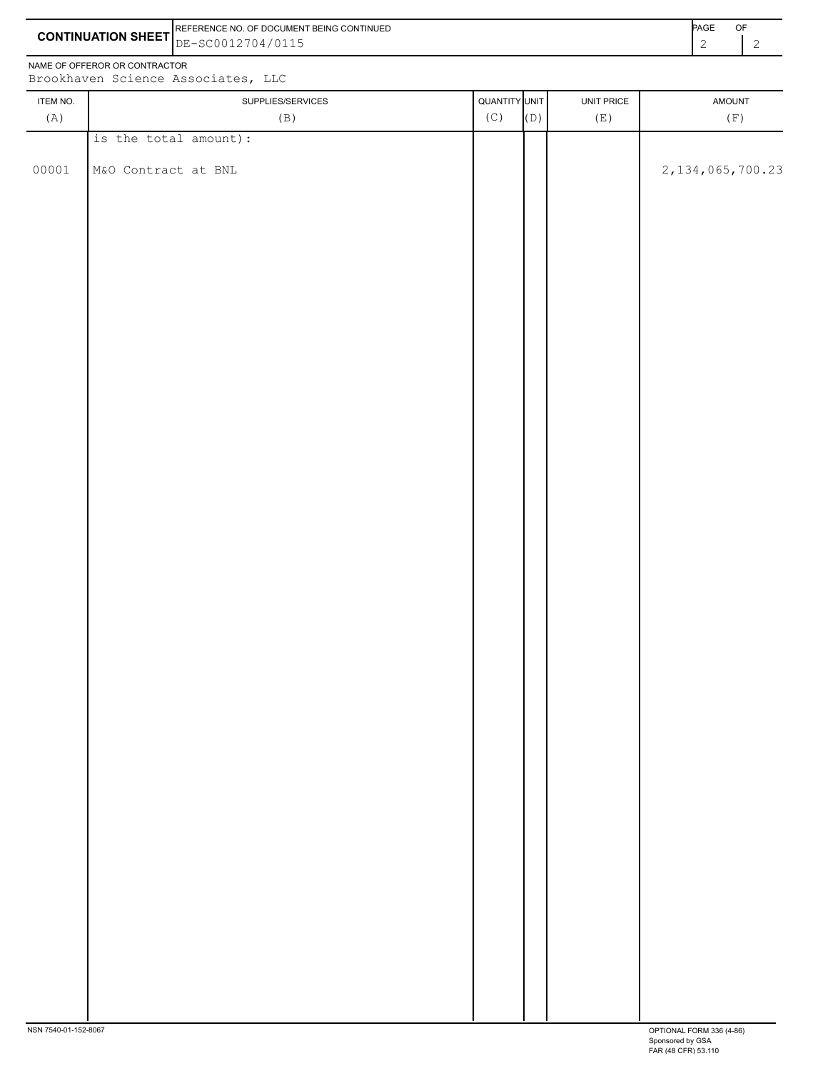**CONTINUATION SHEET**

REFERENCE NO. OF DOCUMENT BEING CONTINUED
DE-SC0012704/0115

NAME OF OFFEROR OR CONTRACTOR
Brookhaven Science Associates, LLC

| ITEM NO. (A) | SUPPLIES/SERVICES (B) | QUANTITY (C) | UNIT (D) | UNIT PRICE (E) | AMOUNT (F) |
|---|---|---|---|---|---|
| | is the total amount): | | | | |
| 00001 | M&O Contract at BNL | | | | 2,134,065,700.23 |

NSN 7540-01-152-8067

OPTIONAL FORM 336 (4-86)
Sponsored by GSA
FAR (48 CFR) 53.110